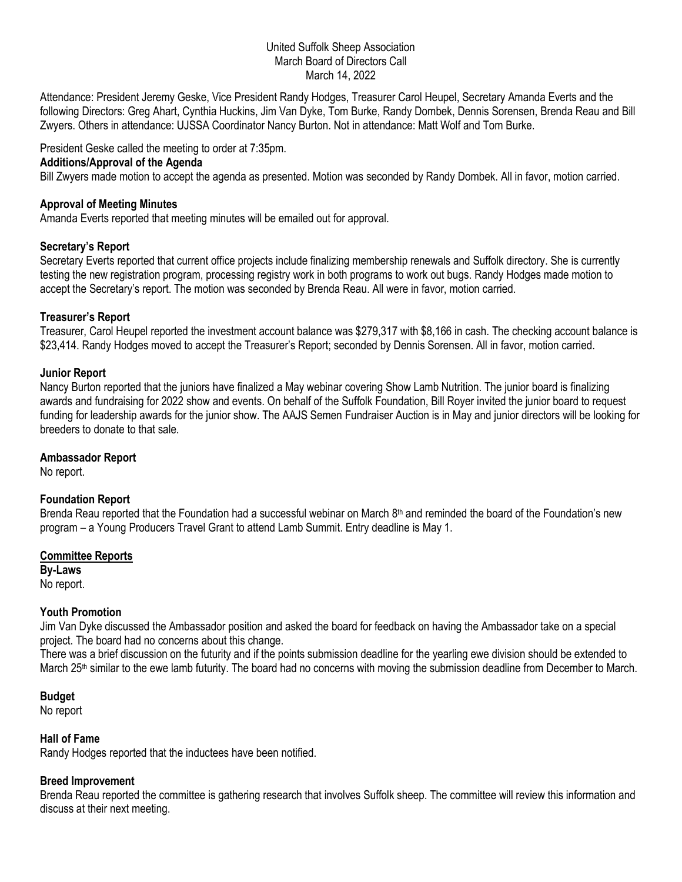United Suffolk Sheep Association
March Board of Directors Call
March 14, 2022

Attendance: President Jeremy Geske, Vice President Randy Hodges, Treasurer Carol Heupel, Secretary Amanda Everts and the following Directors: Greg Ahart, Cynthia Huckins, Jim Van Dyke, Tom Burke, Randy Dombek, Dennis Sorensen, Brenda Reau and Bill Zwyers. Others in attendance: UJSSA Coordinator Nancy Burton. Not in attendance: Matt Wolf and Tom Burke.

President Geske called the meeting to order at 7:35pm.

**Additions/Approval of the Agenda**

Bill Zwyers made motion to accept the agenda as presented. Motion was seconded by Randy Dombek. All in favor, motion carried.

**Approval of Meeting Minutes**

Amanda Everts reported that meeting minutes will be emailed out for approval.

**Secretary's Report**

Secretary Everts reported that current office projects include finalizing membership renewals and Suffolk directory. She is currently testing the new registration program, processing registry work in both programs to work out bugs. Randy Hodges made motion to accept the Secretary's report. The motion was seconded by Brenda Reau. All were in favor, motion carried.

**Treasurer's Report**

Treasurer, Carol Heupel reported the investment account balance was $279,317 with $8,166 in cash. The checking account balance is $23,414. Randy Hodges moved to accept the Treasurer's Report; seconded by Dennis Sorensen. All in favor, motion carried.

**Junior Report**

Nancy Burton reported that the juniors have finalized a May webinar covering Show Lamb Nutrition. The junior board is finalizing awards and fundraising for 2022 show and events. On behalf of the Suffolk Foundation, Bill Royer invited the junior board to request funding for leadership awards for the junior show. The AAJS Semen Fundraiser Auction is in May and junior directors will be looking for breeders to donate to that sale.

**Ambassador Report**

No report.

**Foundation Report**

Brenda Reau reported that the Foundation had a successful webinar on March 8th and reminded the board of the Foundation's new program – a Young Producers Travel Grant to attend Lamb Summit. Entry deadline is May 1.

**Committee Reports**

**By-Laws**

No report.

**Youth Promotion**

Jim Van Dyke discussed the Ambassador position and asked the board for feedback on having the Ambassador take on a special project. The board had no concerns about this change.

There was a brief discussion on the futurity and if the points submission deadline for the yearling ewe division should be extended to March 25th similar to the ewe lamb futurity. The board had no concerns with moving the submission deadline from December to March.

**Budget**

No report

**Hall of Fame**

Randy Hodges reported that the inductees have been notified.

**Breed Improvement**

Brenda Reau reported the committee is gathering research that involves Suffolk sheep. The committee will review this information and discuss at their next meeting.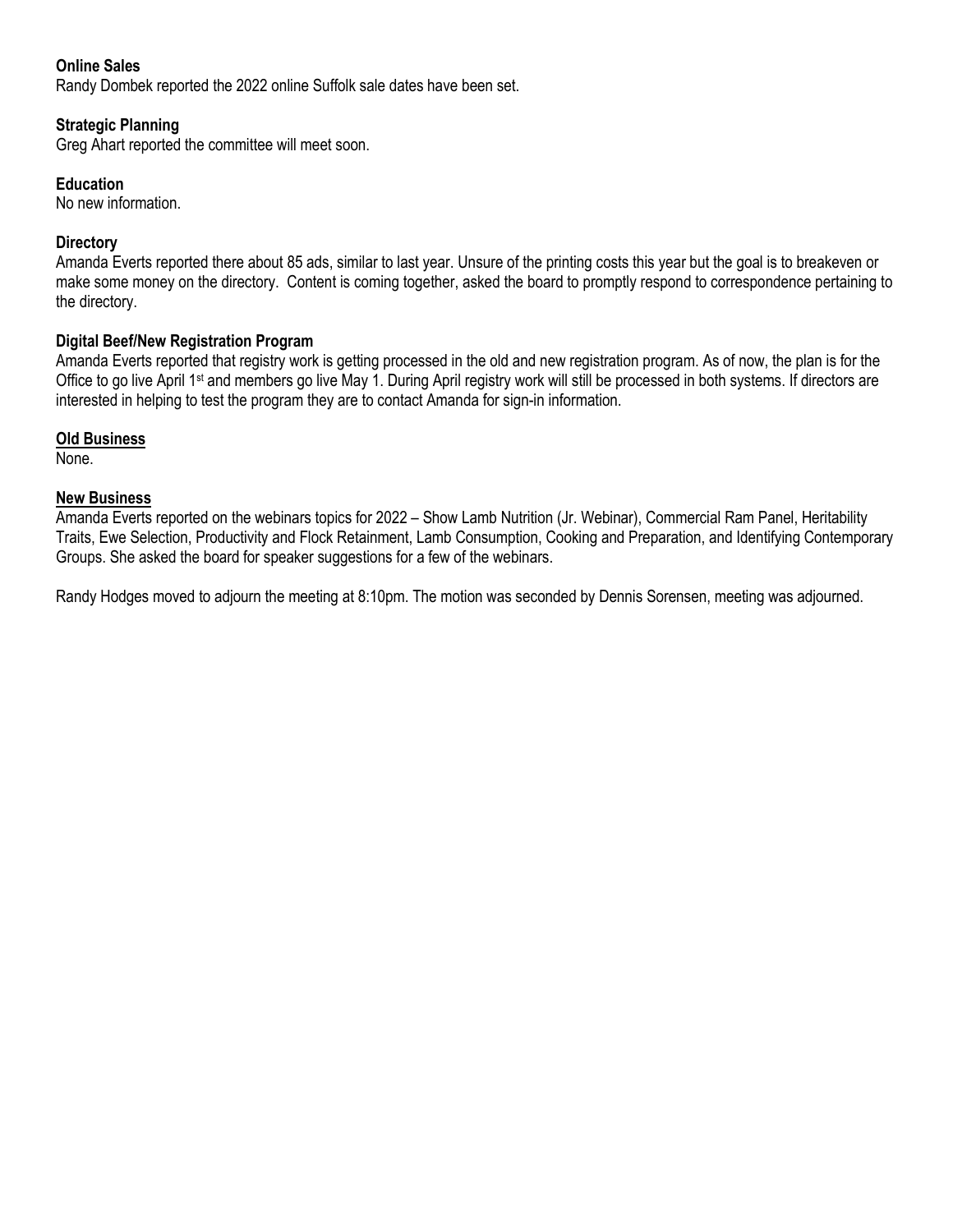**Online Sales**

Randy Dombek reported the 2022 online Suffolk sale dates have been set.

**Strategic Planning**

Greg Ahart reported the committee will meet soon.

**Education**

No new information.

**Directory**

Amanda Everts reported there about 85 ads, similar to last year. Unsure of the printing costs this year but the goal is to breakeven or make some money on the directory. Content is coming together, asked the board to promptly respond to correspondence pertaining to the directory.

**Digital Beef/New Registration Program**

Amanda Everts reported that registry work is getting processed in the old and new registration program. As of now, the plan is for the Office to go live April 1st and members go live May 1. During April registry work will still be processed in both systems. If directors are interested in helping to test the program they are to contact Amanda for sign-in information.

**Old Business**

None.

**New Business**

Amanda Everts reported on the webinars topics for 2022 – Show Lamb Nutrition (Jr. Webinar), Commercial Ram Panel, Heritability Traits, Ewe Selection, Productivity and Flock Retainment, Lamb Consumption, Cooking and Preparation, and Identifying Contemporary Groups. She asked the board for speaker suggestions for a few of the webinars.

Randy Hodges moved to adjourn the meeting at 8:10pm. The motion was seconded by Dennis Sorensen, meeting was adjourned.